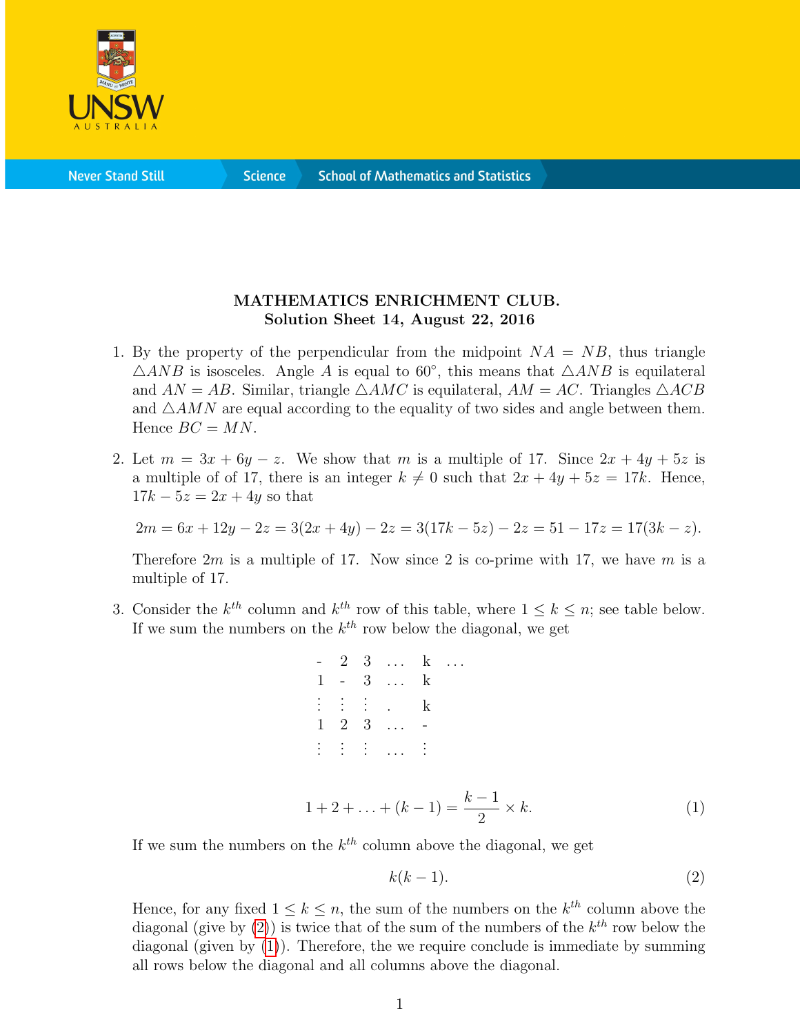**MATHEMATICS ENRICHMENT CLUB.**
**Solution Sheet 14, August 22, 2016**

1. By the property of the perpendicular from the midpoint $NA = NB$, thus triangle $\triangle ANB$ is isosceles. Angle $A$ is equal to $60°$, this means that $\triangle ANB$ is equilateral and $AN = AB$. Similar, triangle $\triangle AMC$ is equilateral, $AM = AC$. Triangles $\triangle ACB$ and $\triangle AMN$ are equal according to the equality of two sides and angle between them. Hence $BC = MN$.

2. Let $m = 3x + 6y - z$. We show that $m$ is a multiple of 17. Since $2x + 4y + 5z$ is a multiple of of 17, there is an integer $k \neq 0$ such that $2x + 4y + 5z = 17k$. Hence, $17k - 5z = 2x + 4y$ so that

$$2m = 6x + 12y - 2z = 3(2x + 4y) - 2z = 3(17k - 5z) - 2z = 51 - 17z = 17(3k - z).$$

Therefore $2m$ is a multiple of 17. Now since 2 is co-prime with 17, we have $m$ is a multiple of 17.

3. Consider the $k^{th}$ column and $k^{th}$ row of this table, where $1 \leq k \leq n$; see table below. If we sum the numbers on the $k^{th}$ row below the diagonal, we get

$$\begin{array}{ccccc} - & 2 & 3 & \dots & k & \dots \\ 1 & - & 3 & \dots & k \\ \vdots & \vdots & \vdots & . & k \\ 1 & 2 & 3 & \dots & - \\ \vdots & \vdots & \vdots & \dots & \vdots \end{array}$$

$$1 + 2 + \ldots + (k - 1) = \frac{k-1}{2} \times k. \tag{1}$$

If we sum the numbers on the $k^{th}$ column above the diagonal, we get

$$k(k - 1). \tag{2}$$

Hence, for any fixed $1 \leq k \leq n$, the sum of the numbers on the $k^{th}$ column above the diagonal (give by (2)) is twice that of the sum of the numbers of the $k^{th}$ row below the diagonal (given by (1)). Therefore, the we require conclude is immediate by summing all rows below the diagonal and all columns above the diagonal.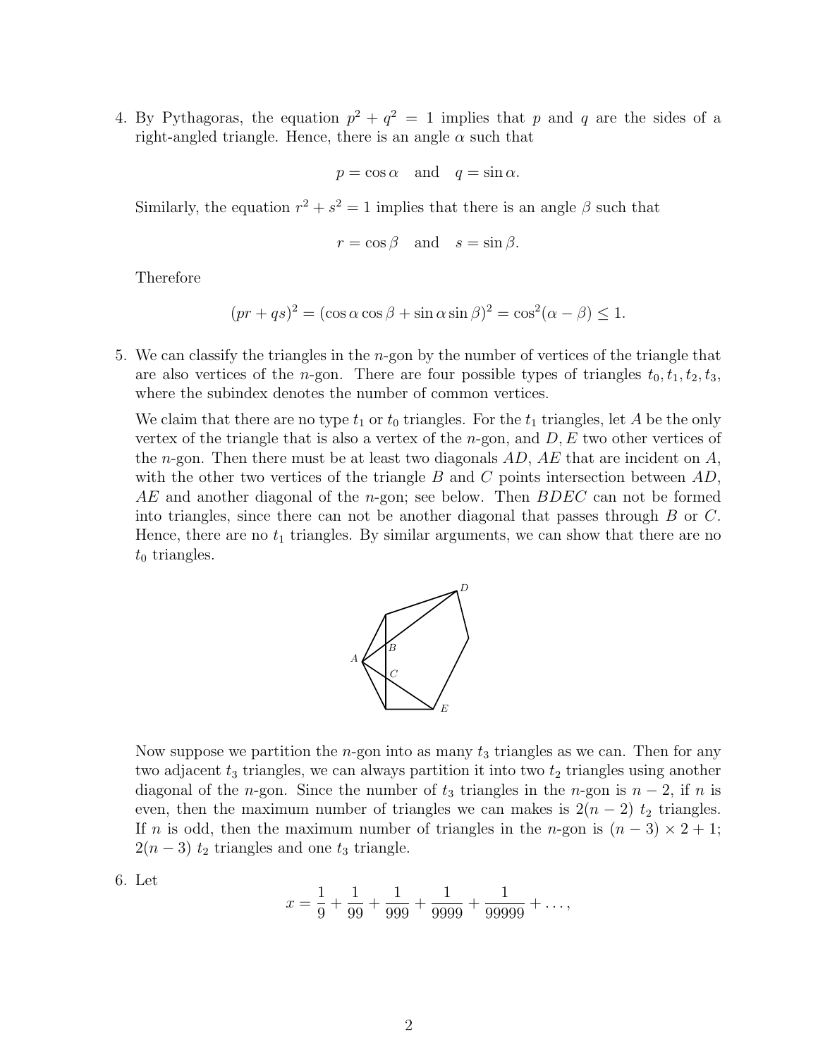4. By Pythagoras, the equation $p^2 + q^2 = 1$ implies that $p$ and $q$ are the sides of a right-angled triangle. Hence, there is an angle $\alpha$ such that

$$p = \cos\alpha \quad \text{and} \quad q = \sin\alpha.$$

Similarly, the equation $r^2 + s^2 = 1$ implies that there is an angle $\beta$ such that

$$r = \cos\beta \quad \text{and} \quad s = \sin\beta.$$

Therefore

$$(pr + qs)^2 = (\cos\alpha\cos\beta + \sin\alpha\sin\beta)^2 = \cos^2(\alpha - \beta) \leq 1.$$

5. We can classify the triangles in the $n$-gon by the number of vertices of the triangle that are also vertices of the $n$-gon. There are four possible types of triangles $t_0, t_1, t_2, t_3$, where the subindex denotes the number of common vertices.

We claim that there are no type $t_1$ or $t_0$ triangles. For the $t_1$ triangles, let $A$ be the only vertex of the triangle that is also a vertex of the $n$-gon, and $D, E$ two other vertices of the $n$-gon. Then there must be at least two diagonals $AD$, $AE$ that are incident on $A$, with the other two vertices of the triangle $B$ and $C$ points intersection between $AD$, $AE$ and another diagonal of the $n$-gon; see below. Then $BDEC$ can not be formed into triangles, since there can not be another diagonal that passes through $B$ or $C$. Hence, there are no $t_1$ triangles. By similar arguments, we can show that there are no $t_0$ triangles.

Now suppose we partition the $n$-gon into as many $t_3$ triangles as we can. Then for any two adjacent $t_3$ triangles, we can always partition it into two $t_2$ triangles using another diagonal of the $n$-gon. Since the number of $t_3$ triangles in the $n$-gon is $n - 2$, if $n$ is even, then the maximum number of triangles we can makes is $2(n - 2)$ $t_2$ triangles. If $n$ is odd, then the maximum number of triangles in the $n$-gon is $(n - 3) \times 2 + 1$; $2(n - 3)$ $t_2$ triangles and one $t_3$ triangle.

6. Let

$$x = \frac{1}{9} + \frac{1}{99} + \frac{1}{999} + \frac{1}{9999} + \frac{1}{99999} + \ldots,$$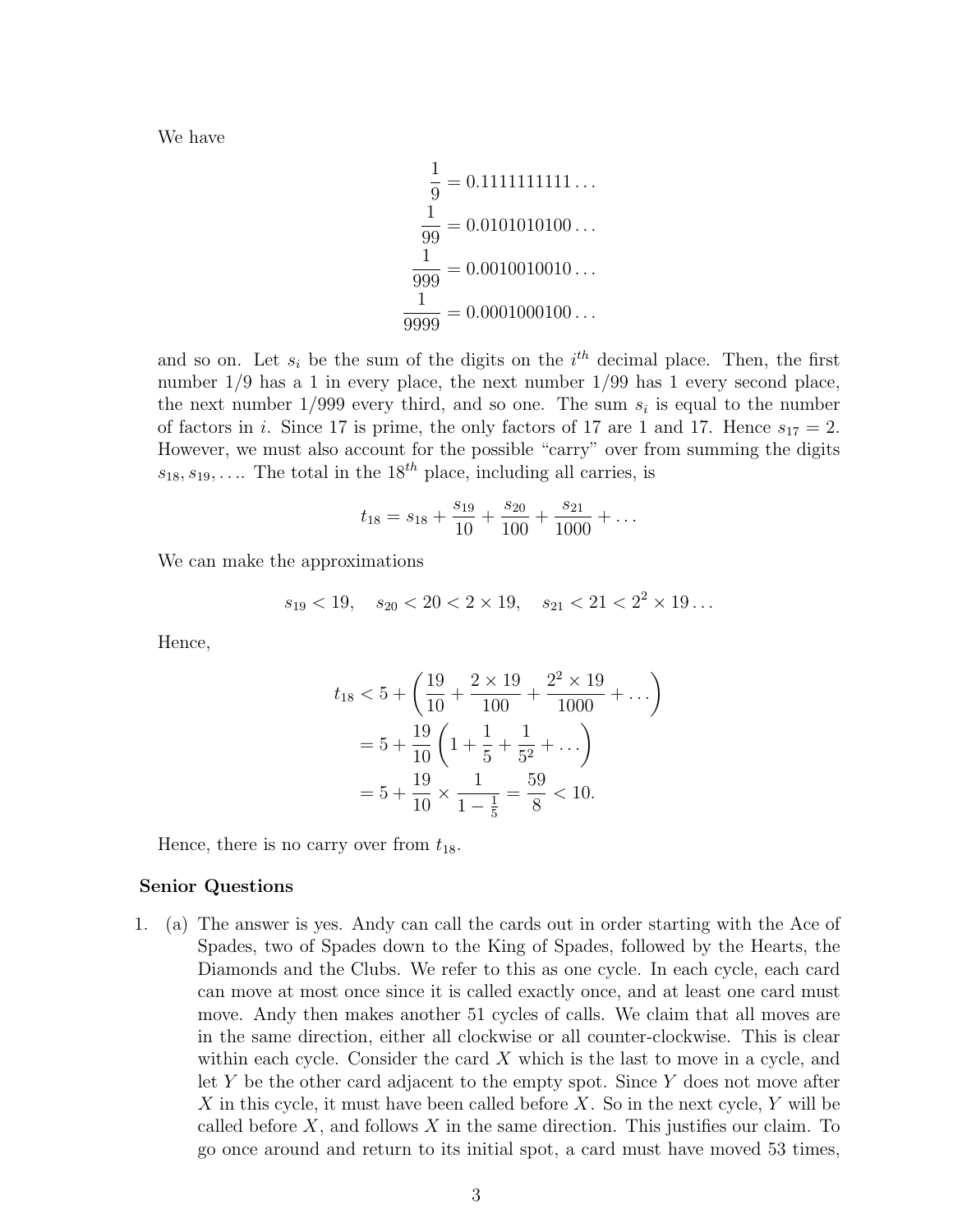We have

$$\frac{1}{9} = 0.1111111111\ldots$$
$$\frac{1}{99} = 0.0101010100\ldots$$
$$\frac{1}{999} = 0.0010010010\ldots$$
$$\frac{1}{9999} = 0.0001000100\ldots$$

and so on. Let $s_i$ be the sum of the digits on the $i^{th}$ decimal place. Then, the first number 1/9 has a 1 in every place, the next number 1/99 has 1 every second place, the next number 1/999 every third, and so one. The sum $s_i$ is equal to the number of factors in $i$. Since 17 is prime, the only factors of 17 are 1 and 17. Hence $s_{17} = 2$. However, we must also account for the possible "carry" over from summing the digits $s_{18}, s_{19}, \ldots$. The total in the $18^{th}$ place, including all carries, is

$$t_{18} = s_{18} + \frac{s_{19}}{10} + \frac{s_{20}}{100} + \frac{s_{21}}{1000} + \ldots$$

We can make the approximations

$$s_{19} < 19, \quad s_{20} < 20 < 2 \times 19, \quad s_{21} < 21 < 2^2 \times 19 \ldots$$

Hence,

$$\begin{aligned} t_{18} &< 5 + \left( \frac{19}{10} + \frac{2 \times 19}{100} + \frac{2^2 \times 19}{1000} + \ldots \right) \\ &= 5 + \frac{19}{10} \left( 1 + \frac{1}{5} + \frac{1}{5^2} + \ldots \right) \\ &= 5 + \frac{19}{10} \times \frac{1}{1 - \frac{1}{5}} = \frac{59}{8} < 10. \end{aligned}$$

Hence, there is no carry over from $t_{18}$.

## Senior Questions

1. (a) The answer is yes. Andy can call the cards out in order starting with the Ace of Spades, two of Spades down to the King of Spades, followed by the Hearts, the Diamonds and the Clubs. We refer to this as one cycle. In each cycle, each card can move at most once since it is called exactly once, and at least one card must move. Andy then makes another 51 cycles of calls. We claim that all moves are in the same direction, either all clockwise or all counter-clockwise. This is clear within each cycle. Consider the card $X$ which is the last to move in a cycle, and let $Y$ be the other card adjacent to the empty spot. Since $Y$ does not move after $X$ in this cycle, it must have been called before $X$. So in the next cycle, $Y$ will be called before $X$, and follows $X$ in the same direction. This justifies our claim. To go once around and return to its initial spot, a card must have moved 53 times,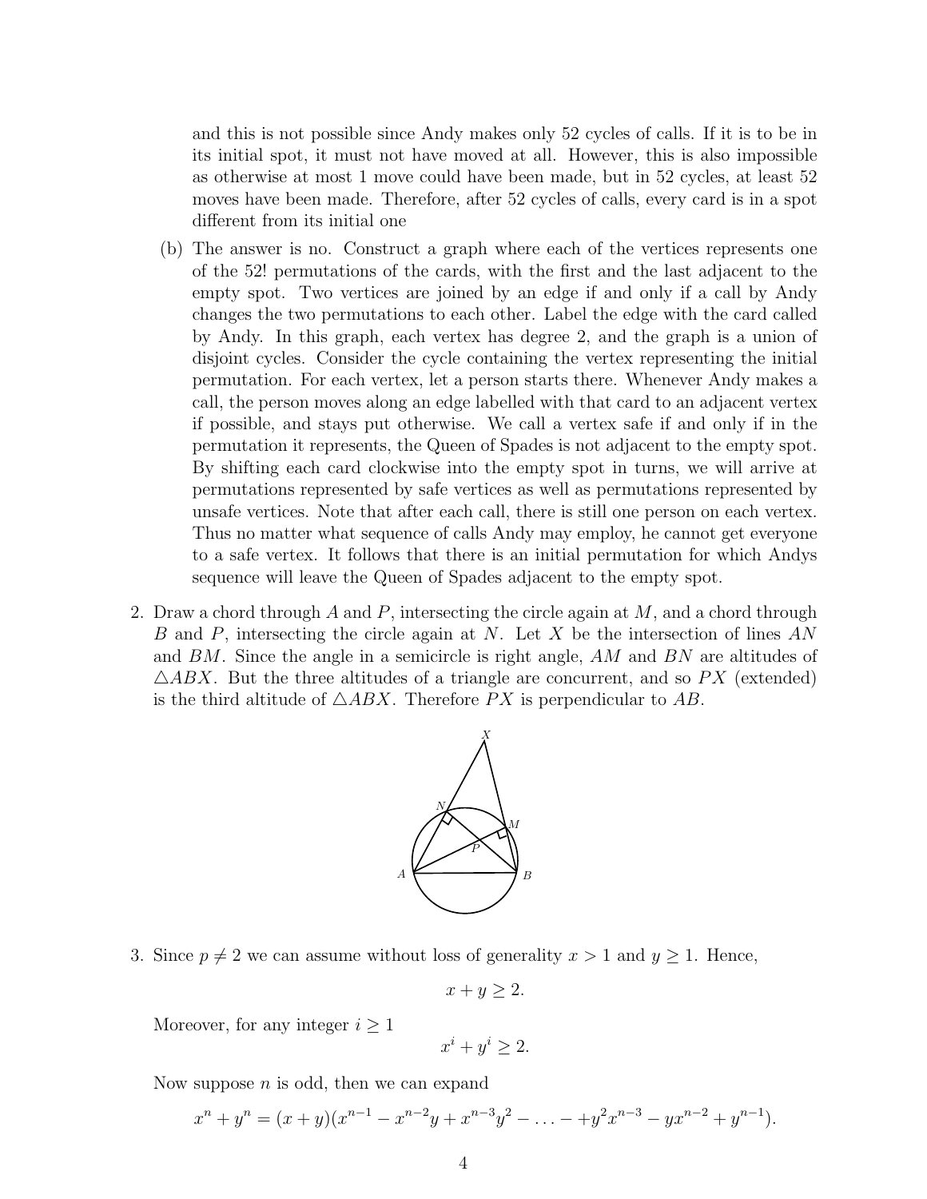and this is not possible since Andy makes only 52 cycles of calls. If it is to be in its initial spot, it must not have moved at all. However, this is also impossible as otherwise at most 1 move could have been made, but in 52 cycles, at least 52 moves have been made. Therefore, after 52 cycles of calls, every card is in a spot different from its initial one

(b) The answer is no. Construct a graph where each of the vertices represents one of the 52! permutations of the cards, with the first and the last adjacent to the empty spot. Two vertices are joined by an edge if and only if a call by Andy changes the two permutations to each other. Label the edge with the card called by Andy. In this graph, each vertex has degree 2, and the graph is a union of disjoint cycles. Consider the cycle containing the vertex representing the initial permutation. For each vertex, let a person starts there. Whenever Andy makes a call, the person moves along an edge labelled with that card to an adjacent vertex if possible, and stays put otherwise. We call a vertex safe if and only if in the permutation it represents, the Queen of Spades is not adjacent to the empty spot. By shifting each card clockwise into the empty spot in turns, we will arrive at permutations represented by safe vertices as well as permutations represented by unsafe vertices. Note that after each call, there is still one person on each vertex. Thus no matter what sequence of calls Andy may employ, he cannot get everyone to a safe vertex. It follows that there is an initial permutation for which Andys sequence will leave the Queen of Spades adjacent to the empty spot.

2. Draw a chord through $A$ and $P$, intersecting the circle again at $M$, and a chord through $B$ and $P$, intersecting the circle again at $N$. Let $X$ be the intersection of lines $AN$ and $BM$. Since the angle in a semicircle is right angle, $AM$ and $BN$ are altitudes of $\triangle ABX$. But the three altitudes of a triangle are concurrent, and so $PX$ (extended) is the third altitude of $\triangle ABX$. Therefore $PX$ is perpendicular to $AB$.

3. Since $p \neq 2$ we can assume without loss of generality $x > 1$ and $y \geq 1$. Hence,

$$x + y \geq 2.$$

Moreover, for any integer $i \geq 1$

$$x^i + y^i \geq 2.$$

Now suppose $n$ is odd, then we can expand

$$x^n + y^n = (x + y)(x^{n-1} - x^{n-2}y + x^{n-3}y^2 - \ldots - +y^2x^{n-3} - yx^{n-2} + y^{n-1}).$$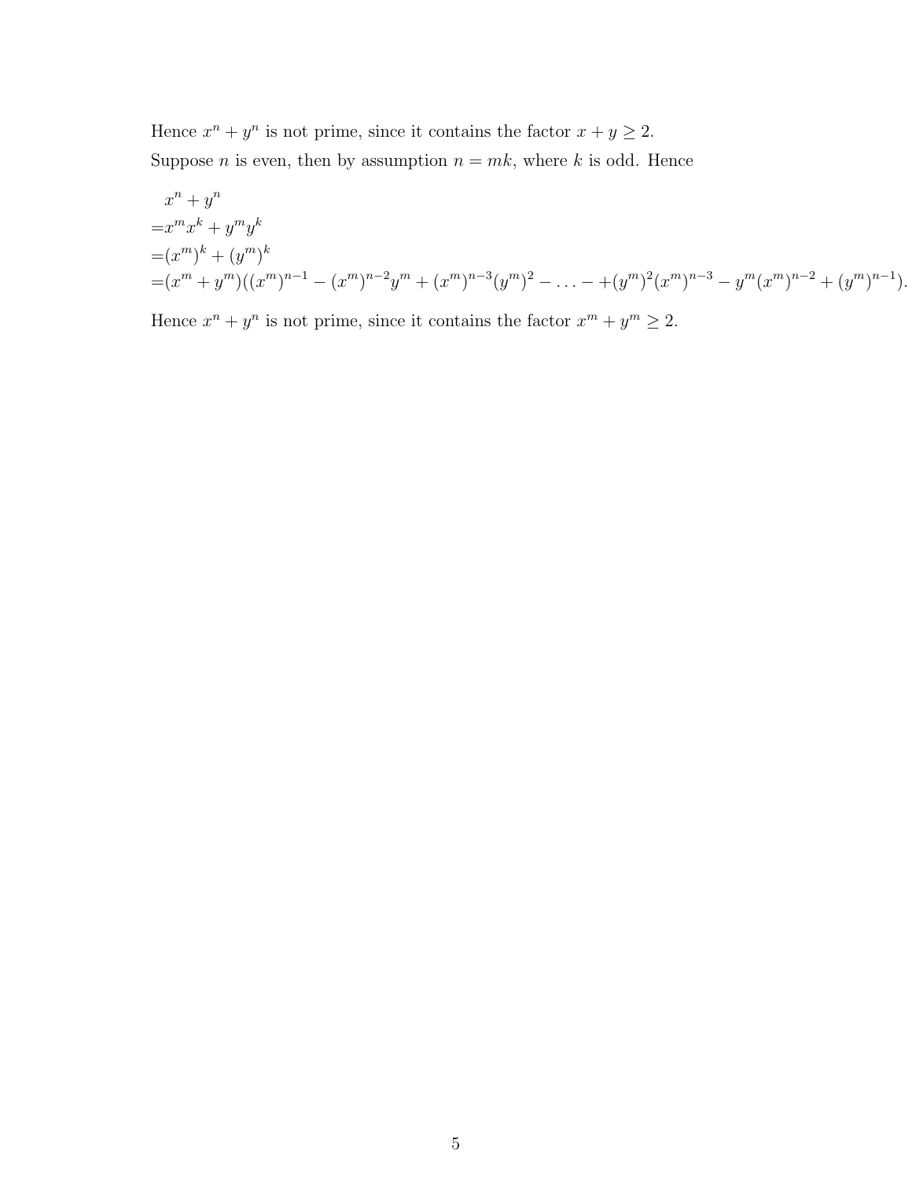Hence $x^n + y^n$ is not prime, since it contains the factor $x + y \geq 2$.

Suppose $n$ is even, then by assumption $n = mk$, where $k$ is odd. Hence

$$
\begin{aligned}
& x^n + y^n \\
=& x^m x^k + y^m y^k \\
=& (x^m)^k + (y^m)^k \\
=& (x^m + y^m)((x^m)^{n-1} - (x^m)^{n-2} y^m + (x^m)^{n-3} (y^m)^2 - \ldots - +(y^m)^2 (x^m)^{n-3} - y^m (x^m)^{n-2} + (y^m)^{n-1}).
\end{aligned}
$$

Hence $x^n + y^n$ is not prime, since it contains the factor $x^m + y^m \geq 2$.